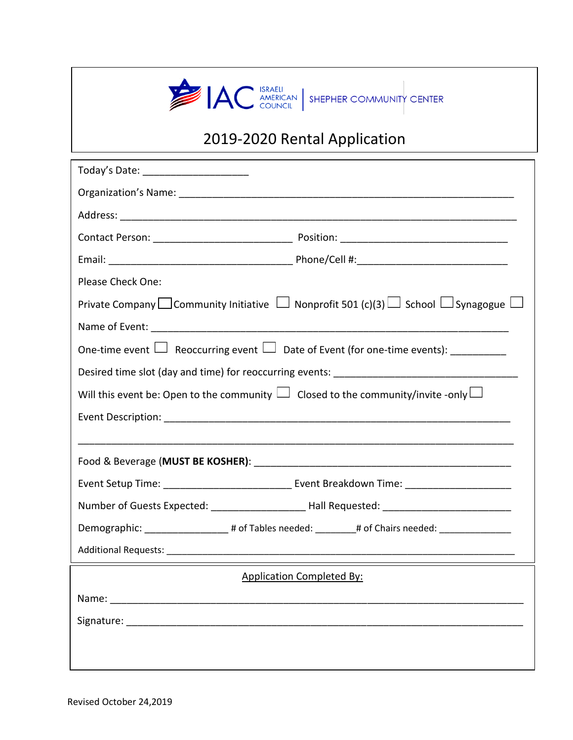IAC ISRAELI AMERICAN COUNCIL | SHEPHER COMMUNITY CENTER

# 2019-2020 Rental Application

Today's Date: ___________________

Organization's Name: ____________________________________________________________

Address: _______________________________________________________________________

Contact Person: _________________________ Position: ______________________________

Email: _________________________________ Phone/Cell #:___________________________

Please Check One:

Private Company ☐ Community Initiative ☐ Nonprofit 501 (c)(3) ☐ School ☐ Synagogue ☐

Name of Event: _________________________________________________________________

One-time event ☐ Reoccurring event ☐ Date of Event (for one-time events): __________

Desired time slot (day and time) for reoccurring events: ________________________________

Will this event be: Open to the community ☐ Closed to the community/invite -only ☐

Event Description: _______________________________________________________________

_______________________________________________________________________________

Food & Beverage (**MUST BE KOSHER**): ______________________________________________

Event Setup Time: _______________________ Event Breakdown Time: ___________________

Number of Guests Expected: _________________ Hall Requested: ______________________

Demographic: _______________ # of Tables needed: ________# of Chairs needed: _____________

Additional Requests: ______________________________________________________________

Application Completed By:

Name: _________________________________________________________________________

Signature: ______________________________________________________________________

Revised October 24,2019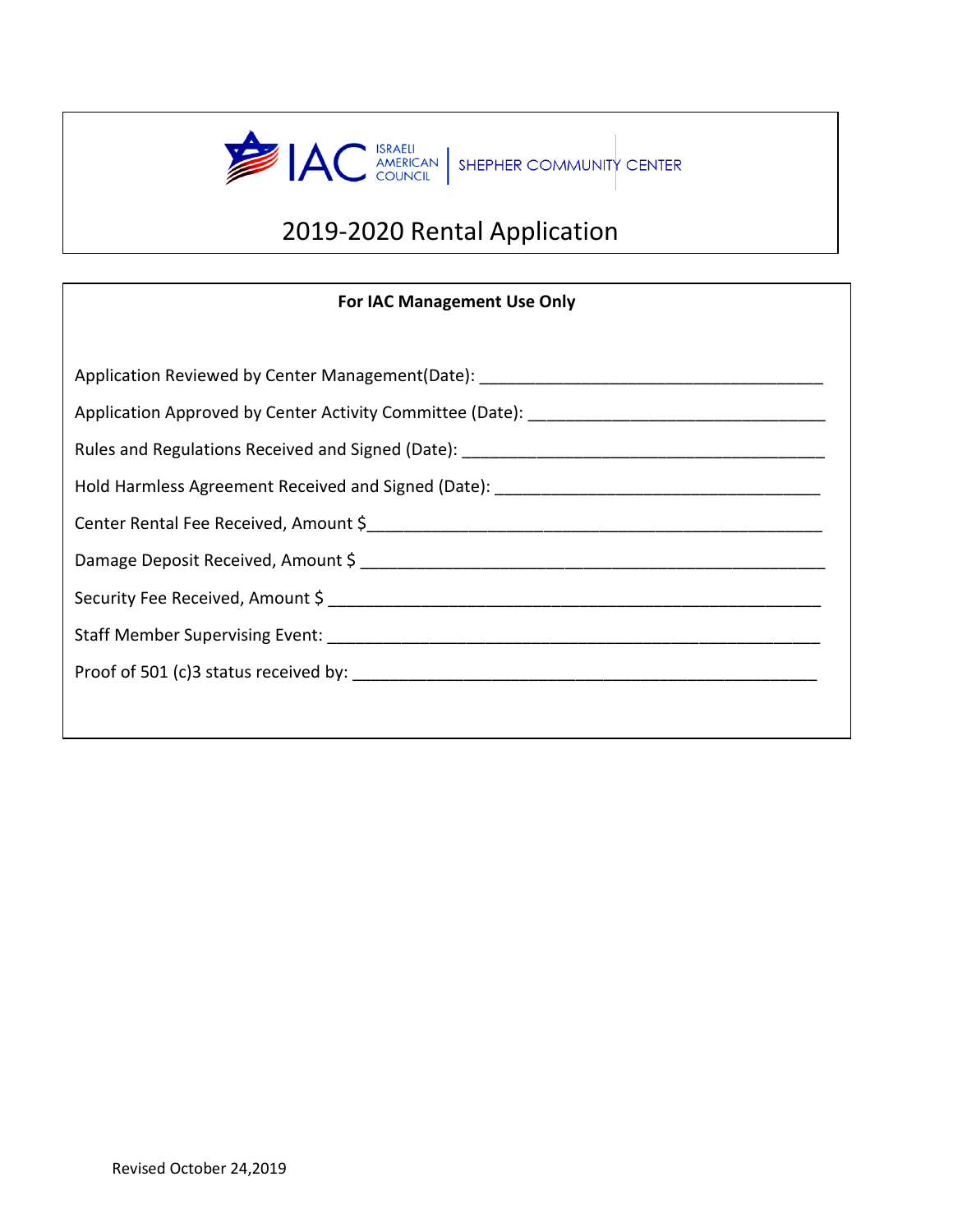IAC ISRAELI AMERICAN COUNCIL | SHEPHER COMMUNITY CENTER

# 2019-2020 Rental Application

**For IAC Management Use Only**

Application Reviewed by Center Management(Date): ____________________________________

Application Approved by Center Activity Committee (Date): _______________________________

Rules and Regulations Received and Signed (Date): ______________________________________

Hold Harmless Agreement Received and Signed (Date): __________________________________

Center Rental Fee Received, Amount $_________________________________________________

Damage Deposit Received, Amount $ __________________________________________________

Security Fee Received, Amount $ _____________________________________________________

Staff Member Supervising Event: _____________________________________________________

Proof of 501 (c)3 status received by: __________________________________________________

Revised October 24,2019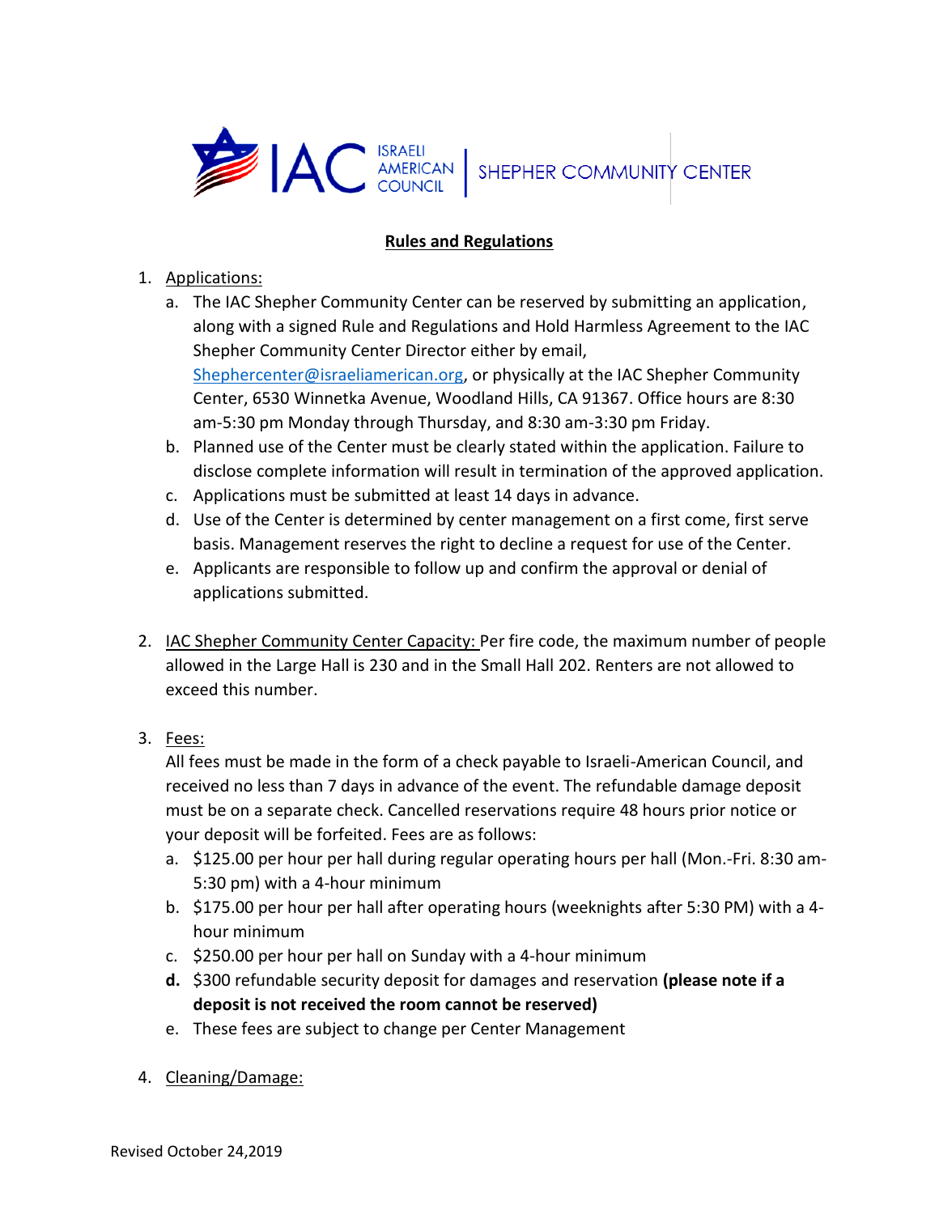IAC ISRAELI AMERICAN COUNCIL | SHEPHER COMMUNITY CENTER

**Rules and Regulations**

1. Applications:
   a. The IAC Shepher Community Center can be reserved by submitting an application, along with a signed Rule and Regulations and Hold Harmless Agreement to the IAC Shepher Community Center Director either by email, Shephercenter@israeliamerican.org, or physically at the IAC Shepher Community Center, 6530 Winnetka Avenue, Woodland Hills, CA 91367. Office hours are 8:30 am-5:30 pm Monday through Thursday, and 8:30 am-3:30 pm Friday.
   b. Planned use of the Center must be clearly stated within the application. Failure to disclose complete information will result in termination of the approved application.
   c. Applications must be submitted at least 14 days in advance.
   d. Use of the Center is determined by center management on a first come, first serve basis. Management reserves the right to decline a request for use of the Center.
   e. Applicants are responsible to follow up and confirm the approval or denial of applications submitted.

2. IAC Shepher Community Center Capacity: Per fire code, the maximum number of people allowed in the Large Hall is 230 and in the Small Hall 202. Renters are not allowed to exceed this number.

3. Fees:
   All fees must be made in the form of a check payable to Israeli-American Council, and received no less than 7 days in advance of the event. The refundable damage deposit must be on a separate check. Cancelled reservations require 48 hours prior notice or your deposit will be forfeited. Fees are as follows:
   a. $125.00 per hour per hall during regular operating hours per hall (Mon.-Fri. 8:30 am-5:30 pm) with a 4-hour minimum
   b. $175.00 per hour per hall after operating hours (weeknights after 5:30 PM) with a 4-hour minimum
   c. $250.00 per hour per hall on Sunday with a 4-hour minimum
   **d.** $300 refundable security deposit for damages and reservation **(please note if a deposit is not received the room cannot be reserved)**
   e. These fees are subject to change per Center Management

4. Cleaning/Damage:

Revised October 24,2019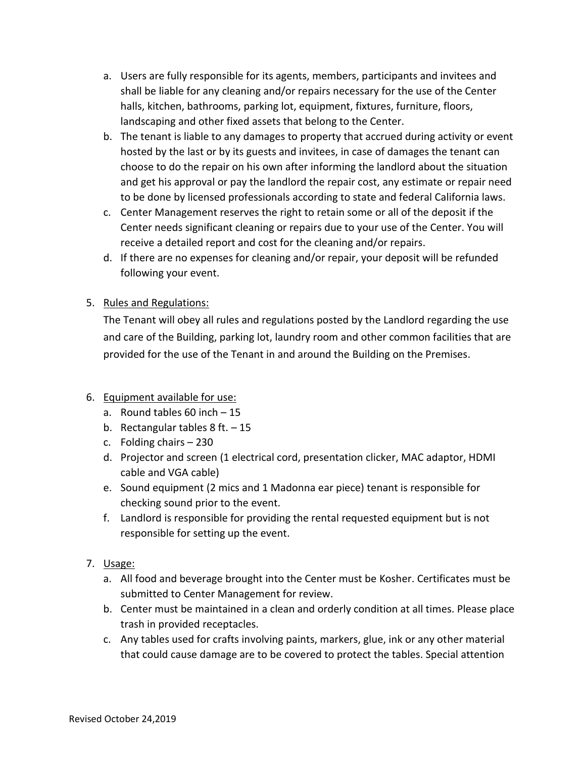a. Users are fully responsible for its agents, members, participants and invitees and shall be liable for any cleaning and/or repairs necessary for the use of the Center halls, kitchen, bathrooms, parking lot, equipment, fixtures, furniture, floors, landscaping and other fixed assets that belong to the Center.
b. The tenant is liable to any damages to property that accrued during activity or event hosted by the last or by its guests and invitees, in case of damages the tenant can choose to do the repair on his own after informing the landlord about the situation and get his approval or pay the landlord the repair cost, any estimate or repair need to be done by licensed professionals according to state and federal California laws.
c. Center Management reserves the right to retain some or all of the deposit if the Center needs significant cleaning or repairs due to your use of the Center. You will receive a detailed report and cost for the cleaning and/or repairs.
d. If there are no expenses for cleaning and/or repair, your deposit will be refunded following your event.

5. <u>Rules and Regulations:</u>

   The Tenant will obey all rules and regulations posted by the Landlord regarding the use and care of the Building, parking lot, laundry room and other common facilities that are provided for the use of the Tenant in and around the Building on the Premises.

6. <u>Equipment available for use:</u>
   a. Round tables 60 inch – 15
   b. Rectangular tables 8 ft. – 15
   c. Folding chairs – 230
   d. Projector and screen (1 electrical cord, presentation clicker, MAC adaptor, HDMI cable and VGA cable)
   e. Sound equipment (2 mics and 1 Madonna ear piece) tenant is responsible for checking sound prior to the event.
   f. Landlord is responsible for providing the rental requested equipment but is not responsible for setting up the event.

7. <u>Usage:</u>
   a. All food and beverage brought into the Center must be Kosher. Certificates must be submitted to Center Management for review.
   b. Center must be maintained in a clean and orderly condition at all times. Please place trash in provided receptacles.
   c. Any tables used for crafts involving paints, markers, glue, ink or any other material that could cause damage are to be covered to protect the tables. Special attention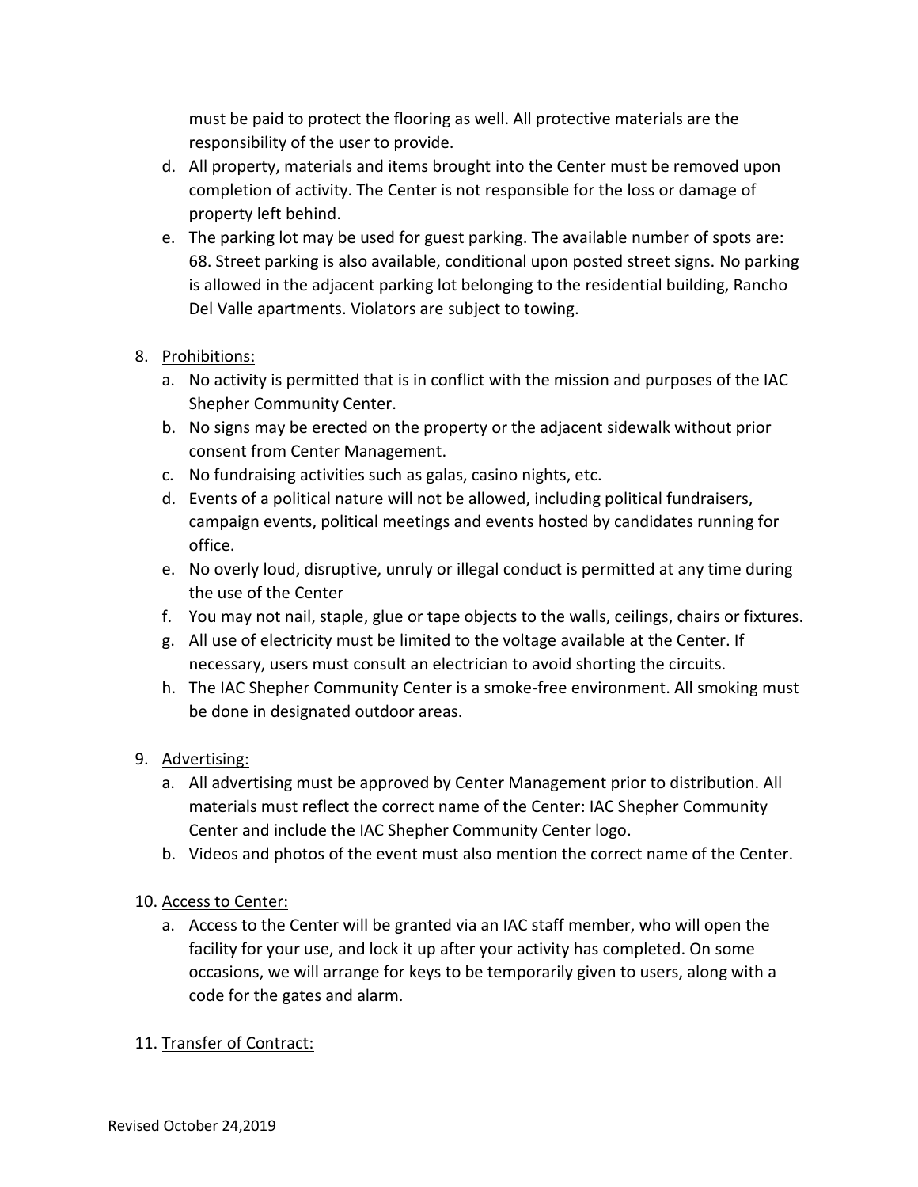must be paid to protect the flooring as well. All protective materials are the responsibility of the user to provide.

d. All property, materials and items brought into the Center must be removed upon completion of activity. The Center is not responsible for the loss or damage of property left behind.
e. The parking lot may be used for guest parking. The available number of spots are: 68. Street parking is also available, conditional upon posted street signs. No parking is allowed in the adjacent parking lot belonging to the residential building, Rancho Del Valle apartments. Violators are subject to towing.

8. <u>Prohibitions:</u>
   a. No activity is permitted that is in conflict with the mission and purposes of the IAC Shepher Community Center.
   b. No signs may be erected on the property or the adjacent sidewalk without prior consent from Center Management.
   c. No fundraising activities such as galas, casino nights, etc.
   d. Events of a political nature will not be allowed, including political fundraisers, campaign events, political meetings and events hosted by candidates running for office.
   e. No overly loud, disruptive, unruly or illegal conduct is permitted at any time during the use of the Center
   f. You may not nail, staple, glue or tape objects to the walls, ceilings, chairs or fixtures.
   g. All use of electricity must be limited to the voltage available at the Center. If necessary, users must consult an electrician to avoid shorting the circuits.
   h. The IAC Shepher Community Center is a smoke-free environment. All smoking must be done in designated outdoor areas.

9. <u>Advertising:</u>
   a. All advertising must be approved by Center Management prior to distribution. All materials must reflect the correct name of the Center: IAC Shepher Community Center and include the IAC Shepher Community Center logo.
   b. Videos and photos of the event must also mention the correct name of the Center.

10. <u>Access to Center:</u>
    a. Access to the Center will be granted via an IAC staff member, who will open the facility for your use, and lock it up after your activity has completed. On some occasions, we will arrange for keys to be temporarily given to users, along with a code for the gates and alarm.

11. <u>Transfer of Contract:</u>

Revised October 24,2019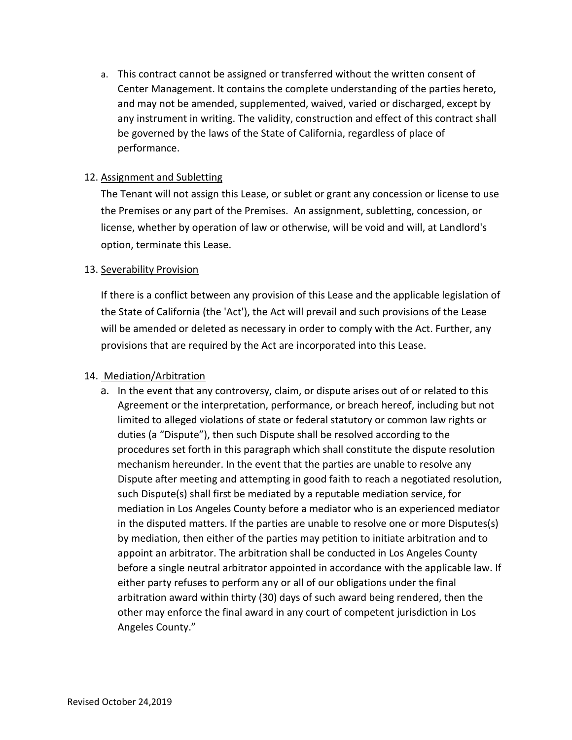a. This contract cannot be assigned or transferred without the written consent of Center Management. It contains the complete understanding of the parties hereto, and may not be amended, supplemented, waived, varied or discharged, except by any instrument in writing. The validity, construction and effect of this contract shall be governed by the laws of the State of California, regardless of place of performance.

12. <u>Assignment and Subletting</u>

The Tenant will not assign this Lease, or sublet or grant any concession or license to use the Premises or any part of the Premises. An assignment, subletting, concession, or license, whether by operation of law or otherwise, will be void and will, at Landlord's option, terminate this Lease.

13. <u>Severability Provision</u>

If there is a conflict between any provision of this Lease and the applicable legislation of the State of California (the 'Act'), the Act will prevail and such provisions of the Lease will be amended or deleted as necessary in order to comply with the Act. Further, any provisions that are required by the Act are incorporated into this Lease.

14. <u>Mediation/Arbitration</u>

a. In the event that any controversy, claim, or dispute arises out of or related to this Agreement or the interpretation, performance, or breach hereof, including but not limited to alleged violations of state or federal statutory or common law rights or duties (a "Dispute"), then such Dispute shall be resolved according to the procedures set forth in this paragraph which shall constitute the dispute resolution mechanism hereunder. In the event that the parties are unable to resolve any Dispute after meeting and attempting in good faith to reach a negotiated resolution, such Dispute(s) shall first be mediated by a reputable mediation service, for mediation in Los Angeles County before a mediator who is an experienced mediator in the disputed matters. If the parties are unable to resolve one or more Disputes(s) by mediation, then either of the parties may petition to initiate arbitration and to appoint an arbitrator. The arbitration shall be conducted in Los Angeles County before a single neutral arbitrator appointed in accordance with the applicable law. If either party refuses to perform any or all of our obligations under the final arbitration award within thirty (30) days of such award being rendered, then the other may enforce the final award in any court of competent jurisdiction in Los Angeles County."

Revised October 24,2019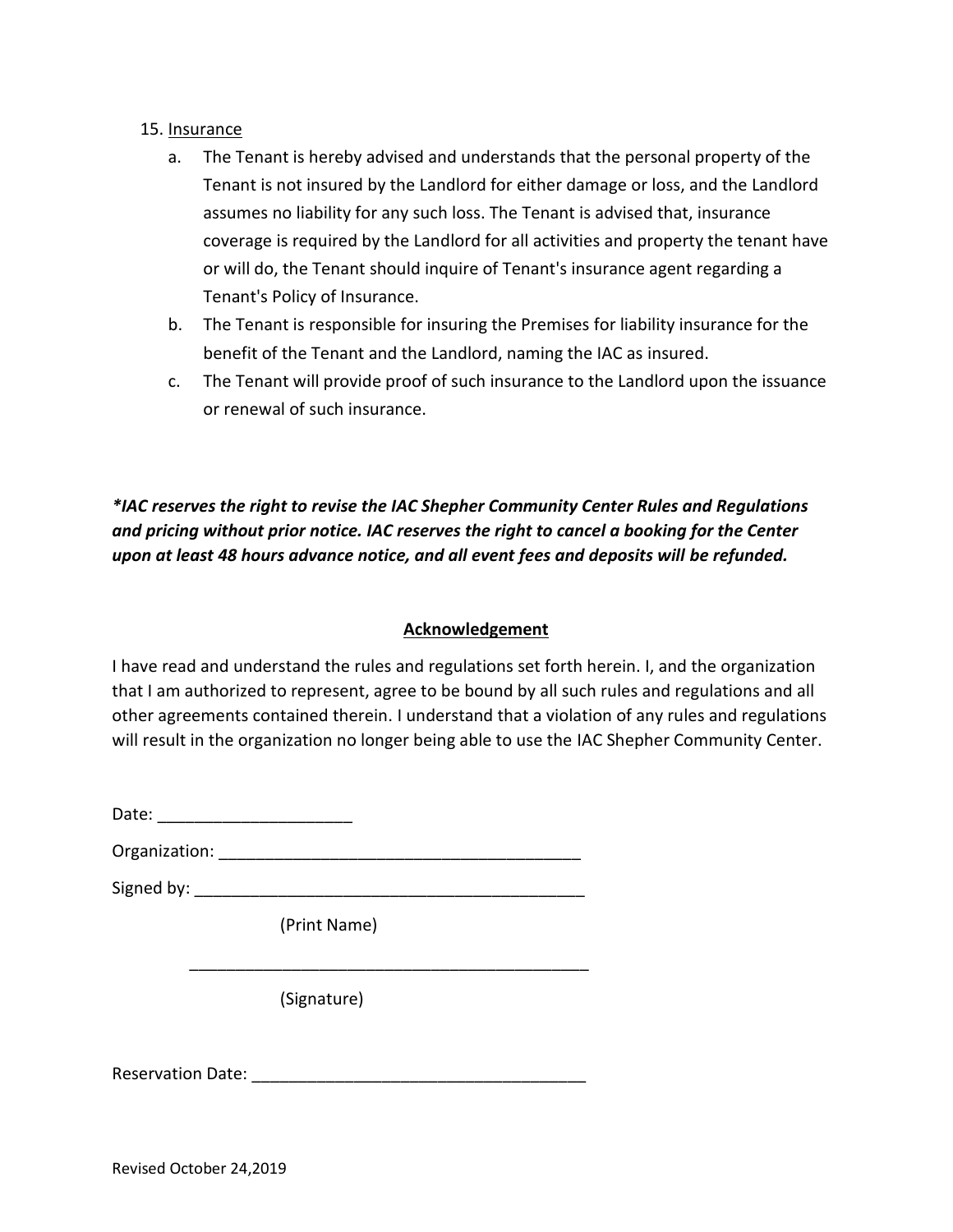15. <u>Insurance</u>
    a. The Tenant is hereby advised and understands that the personal property of the Tenant is not insured by the Landlord for either damage or loss, and the Landlord assumes no liability for any such loss. The Tenant is advised that, insurance coverage is required by the Landlord for all activities and property the tenant have or will do, the Tenant should inquire of Tenant's insurance agent regarding a Tenant's Policy of Insurance.
    b. The Tenant is responsible for insuring the Premises for liability insurance for the benefit of the Tenant and the Landlord, naming the IAC as insured.
    c. The Tenant will provide proof of such insurance to the Landlord upon the issuance or renewal of such insurance.

***IAC reserves the right to revise the IAC Shepher Community Center Rules and Regulations and pricing without prior notice. IAC reserves the right to cancel a booking for the Center upon at least 48 hours advance notice, and all event fees and deposits will be refunded.***

## <u>Acknowledgement</u>

I have read and understand the rules and regulations set forth herein. I, and the organization that I am authorized to represent, agree to be bound by all such rules and regulations and all other agreements contained therein. I understand that a violation of any rules and regulations will result in the organization no longer being able to use the IAC Shepher Community Center.

Date: _____________________

Organization: _______________________________________

Signed by: ___________________________________________

(Print Name)

___________________________________________

(Signature)

Reservation Date: ____________________________________

Revised October 24,2019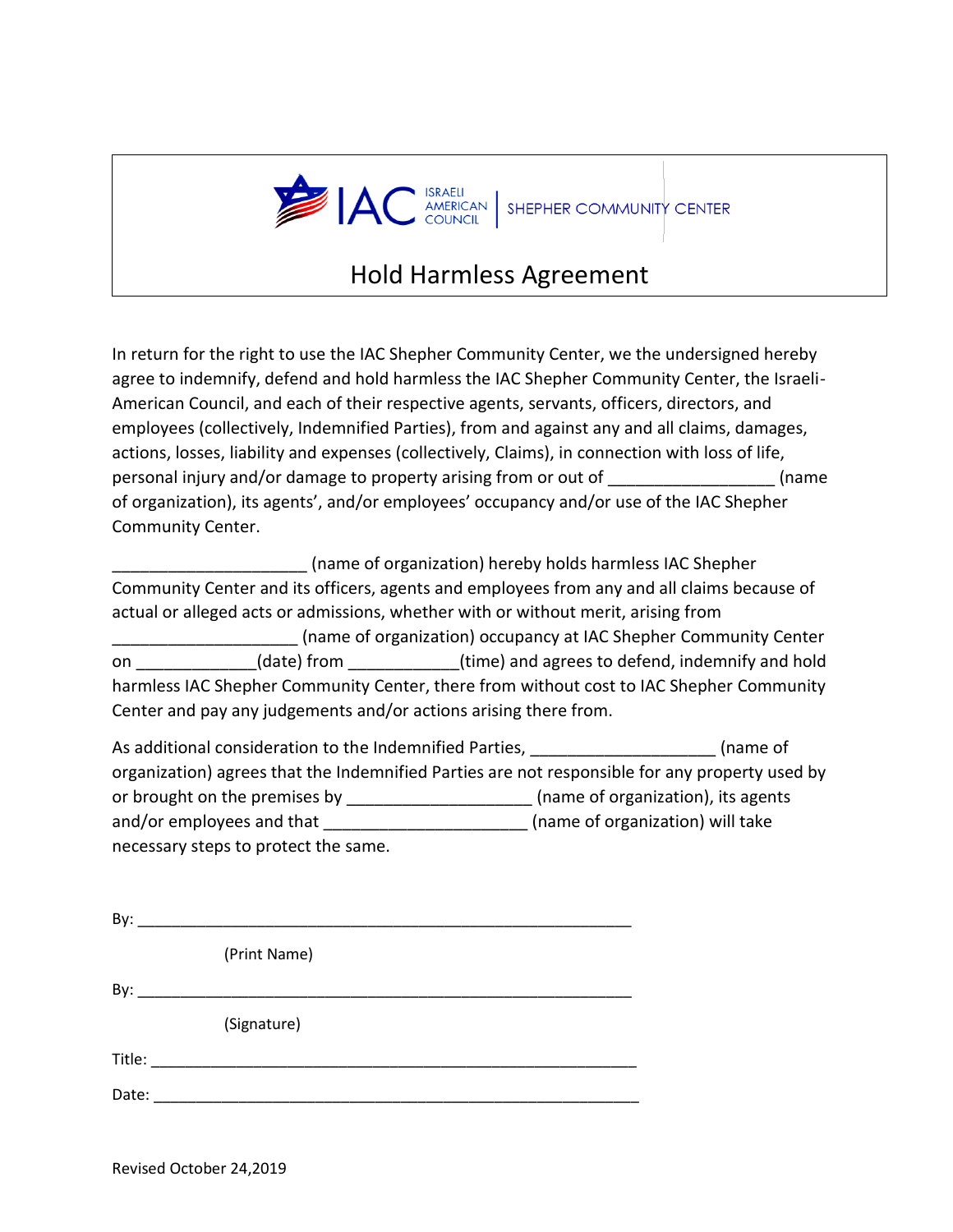IAC ISRAELI AMERICAN COUNCIL | SHEPHER COMMUNITY CENTER

# Hold Harmless Agreement

In return for the right to use the IAC Shepher Community Center, we the undersigned hereby agree to indemnify, defend and hold harmless the IAC Shepher Community Center, the Israeli-American Council, and each of their respective agents, servants, officers, directors, and employees (collectively, Indemnified Parties), from and against any and all claims, damages, actions, losses, liability and expenses (collectively, Claims), in connection with loss of life, personal injury and/or damage to property arising from or out of __________________ (name of organization), its agents', and/or employees' occupancy and/or use of the IAC Shepher Community Center.

_____________________ (name of organization) hereby holds harmless IAC Shepher Community Center and its officers, agents and employees from any and all claims because of actual or alleged acts or admissions, whether with or without merit, arising from ____________________ (name of organization) occupancy at IAC Shepher Community Center on _____________(date) from ____________(time) and agrees to defend, indemnify and hold harmless IAC Shepher Community Center, there from without cost to IAC Shepher Community Center and pay any judgements and/or actions arising there from.

As additional consideration to the Indemnified Parties, ____________________ (name of organization) agrees that the Indemnified Parties are not responsible for any property used by or brought on the premises by ____________________ (name of organization), its agents and/or employees and that ______________________ (name of organization) will take necessary steps to protect the same.

By: ________________________________________________________

(Print Name)

By: ________________________________________________________

(Signature)

Title: ______________________________________________________

Date: ______________________________________________________

Revised October 24,2019